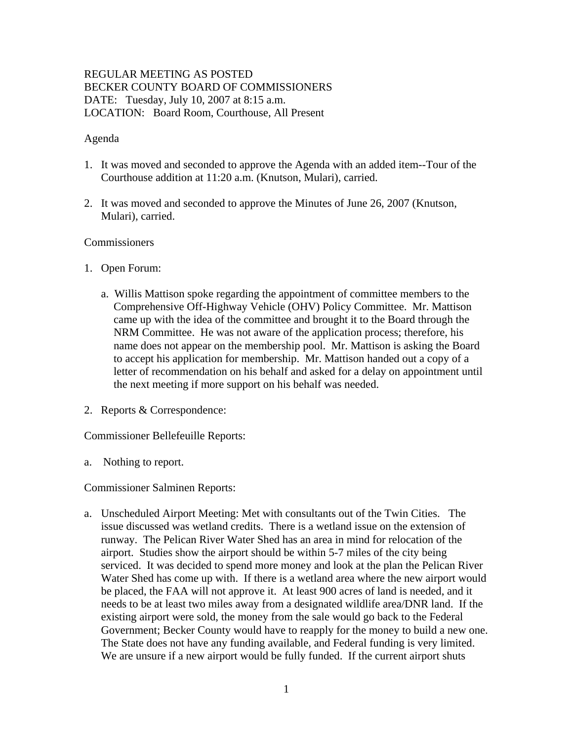REGULAR MEETING AS POSTED
BECKER COUNTY BOARD OF COMMISSIONERS
DATE: Tuesday, July 10, 2007 at 8:15 a.m.
LOCATION: Board Room, Courthouse, All Present

Agenda

1. It was moved and seconded to approve the Agenda with an added item--Tour of the Courthouse addition at 11:20 a.m. (Knutson, Mulari), carried.

2. It was moved and seconded to approve the Minutes of June 26, 2007 (Knutson, Mulari), carried.

Commissioners

1. Open Forum:

   a. Willis Mattison spoke regarding the appointment of committee members to the Comprehensive Off-Highway Vehicle (OHV) Policy Committee. Mr. Mattison came up with the idea of the committee and brought it to the Board through the NRM Committee. He was not aware of the application process; therefore, his name does not appear on the membership pool. Mr. Mattison is asking the Board to accept his application for membership. Mr. Mattison handed out a copy of a letter of recommendation on his behalf and asked for a delay on appointment until the next meeting if more support on his behalf was needed.

2. Reports & Correspondence:

Commissioner Bellefeuille Reports:

a. Nothing to report.

Commissioner Salminen Reports:

a. Unscheduled Airport Meeting: Met with consultants out of the Twin Cities. The issue discussed was wetland credits. There is a wetland issue on the extension of runway. The Pelican River Water Shed has an area in mind for relocation of the airport. Studies show the airport should be within 5-7 miles of the city being serviced. It was decided to spend more money and look at the plan the Pelican River Water Shed has come up with. If there is a wetland area where the new airport would be placed, the FAA will not approve it. At least 900 acres of land is needed, and it needs to be at least two miles away from a designated wildlife area/DNR land. If the existing airport were sold, the money from the sale would go back to the Federal Government; Becker County would have to reapply for the money to build a new one. The State does not have any funding available, and Federal funding is very limited. We are unsure if a new airport would be fully funded. If the current airport shuts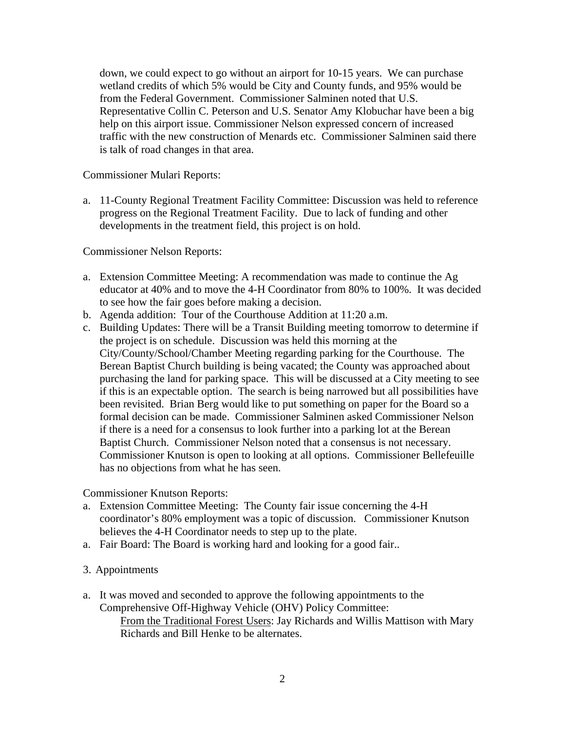down, we could expect to go without an airport for 10-15 years. We can purchase wetland credits of which 5% would be City and County funds, and 95% would be from the Federal Government. Commissioner Salminen noted that U.S. Representative Collin C. Peterson and U.S. Senator Amy Klobuchar have been a big help on this airport issue. Commissioner Nelson expressed concern of increased traffic with the new construction of Menards etc. Commissioner Salminen said there is talk of road changes in that area.

Commissioner Mulari Reports:

a. 11-County Regional Treatment Facility Committee: Discussion was held to reference progress on the Regional Treatment Facility. Due to lack of funding and other developments in the treatment field, this project is on hold.

Commissioner Nelson Reports:

a. Extension Committee Meeting: A recommendation was made to continue the Ag educator at 40% and to move the 4-H Coordinator from 80% to 100%. It was decided to see how the fair goes before making a decision.
b. Agenda addition: Tour of the Courthouse Addition at 11:20 a.m.
c. Building Updates: There will be a Transit Building meeting tomorrow to determine if the project is on schedule. Discussion was held this morning at the City/County/School/Chamber Meeting regarding parking for the Courthouse. The Berean Baptist Church building is being vacated; the County was approached about purchasing the land for parking space. This will be discussed at a City meeting to see if this is an expectable option. The search is being narrowed but all possibilities have been revisited. Brian Berg would like to put something on paper for the Board so a formal decision can be made. Commissioner Salminen asked Commissioner Nelson if there is a need for a consensus to look further into a parking lot at the Berean Baptist Church. Commissioner Nelson noted that a consensus is not necessary. Commissioner Knutson is open to looking at all options. Commissioner Bellefeuille has no objections from what he has seen.

Commissioner Knutson Reports:

a. Extension Committee Meeting: The County fair issue concerning the 4-H coordinator's 80% employment was a topic of discussion. Commissioner Knutson believes the 4-H Coordinator needs to step up to the plate.
a. Fair Board: The Board is working hard and looking for a good fair..

3. Appointments

a. It was moved and seconded to approve the following appointments to the Comprehensive Off-Highway Vehicle (OHV) Policy Committee:

   From the Traditional Forest Users: Jay Richards and Willis Mattison with Mary Richards and Bill Henke to be alternates.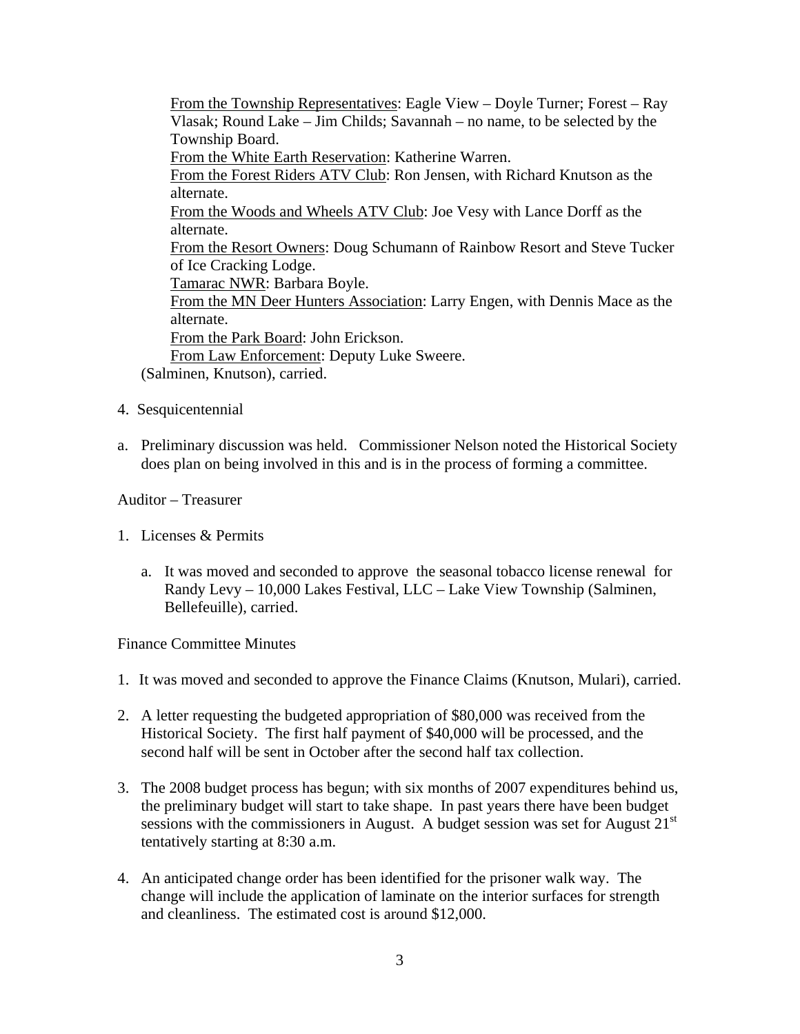From the Township Representatives: Eagle View – Doyle Turner; Forest – Ray Vlasak; Round Lake – Jim Childs; Savannah – no name, to be selected by the Township Board.
From the White Earth Reservation: Katherine Warren.
From the Forest Riders ATV Club: Ron Jensen, with Richard Knutson as the alternate.
From the Woods and Wheels ATV Club: Joe Vesy with Lance Dorff as the alternate.
From the Resort Owners: Doug Schumann of Rainbow Resort and Steve Tucker of Ice Cracking Lodge.
Tamarac NWR: Barbara Boyle.
From the MN Deer Hunters Association: Larry Engen, with Dennis Mace as the alternate.
From the Park Board: John Erickson.
From Law Enforcement: Deputy Luke Sweere.

(Salminen, Knutson), carried.

4. Sesquicentennial

a. Preliminary discussion was held. Commissioner Nelson noted the Historical Society does plan on being involved in this and is in the process of forming a committee.

Auditor – Treasurer

1. Licenses & Permits

   a. It was moved and seconded to approve the seasonal tobacco license renewal for Randy Levy – 10,000 Lakes Festival, LLC – Lake View Township (Salminen, Bellefeuille), carried.

Finance Committee Minutes

1. It was moved and seconded to approve the Finance Claims (Knutson, Mulari), carried.

2. A letter requesting the budgeted appropriation of $80,000 was received from the Historical Society. The first half payment of $40,000 will be processed, and the second half will be sent in October after the second half tax collection.

3. The 2008 budget process has begun; with six months of 2007 expenditures behind us, the preliminary budget will start to take shape. In past years there have been budget sessions with the commissioners in August. A budget session was set for August 21st tentatively starting at 8:30 a.m.

4. An anticipated change order has been identified for the prisoner walk way. The change will include the application of laminate on the interior surfaces for strength and cleanliness. The estimated cost is around $12,000.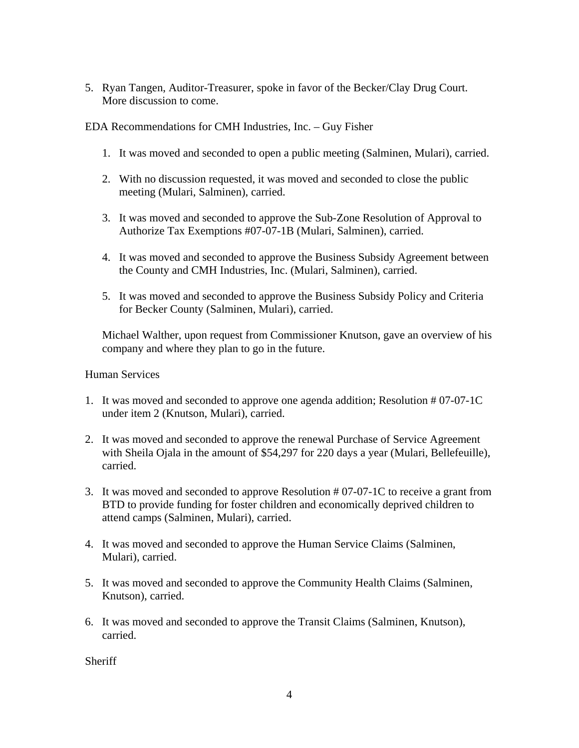5. Ryan Tangen, Auditor-Treasurer, spoke in favor of the Becker/Clay Drug Court. More discussion to come.

EDA Recommendations for CMH Industries, Inc. – Guy Fisher

1. It was moved and seconded to open a public meeting (Salminen, Mulari), carried.

2. With no discussion requested, it was moved and seconded to close the public meeting (Mulari, Salminen), carried.

3. It was moved and seconded to approve the Sub-Zone Resolution of Approval to Authorize Tax Exemptions #07-07-1B (Mulari, Salminen), carried.

4. It was moved and seconded to approve the Business Subsidy Agreement between the County and CMH Industries, Inc. (Mulari, Salminen), carried.

5. It was moved and seconded to approve the Business Subsidy Policy and Criteria for Becker County (Salminen, Mulari), carried.

Michael Walther, upon request from Commissioner Knutson, gave an overview of his company and where they plan to go in the future.

Human Services

1. It was moved and seconded to approve one agenda addition; Resolution # 07-07-1C under item 2 (Knutson, Mulari), carried.

2. It was moved and seconded to approve the renewal Purchase of Service Agreement with Sheila Ojala in the amount of $54,297 for 220 days a year (Mulari, Bellefeuille), carried.

3. It was moved and seconded to approve Resolution # 07-07-1C to receive a grant from BTD to provide funding for foster children and economically deprived children to attend camps (Salminen, Mulari), carried.

4. It was moved and seconded to approve the Human Service Claims (Salminen, Mulari), carried.

5. It was moved and seconded to approve the Community Health Claims (Salminen, Knutson), carried.

6. It was moved and seconded to approve the Transit Claims (Salminen, Knutson), carried.

Sheriff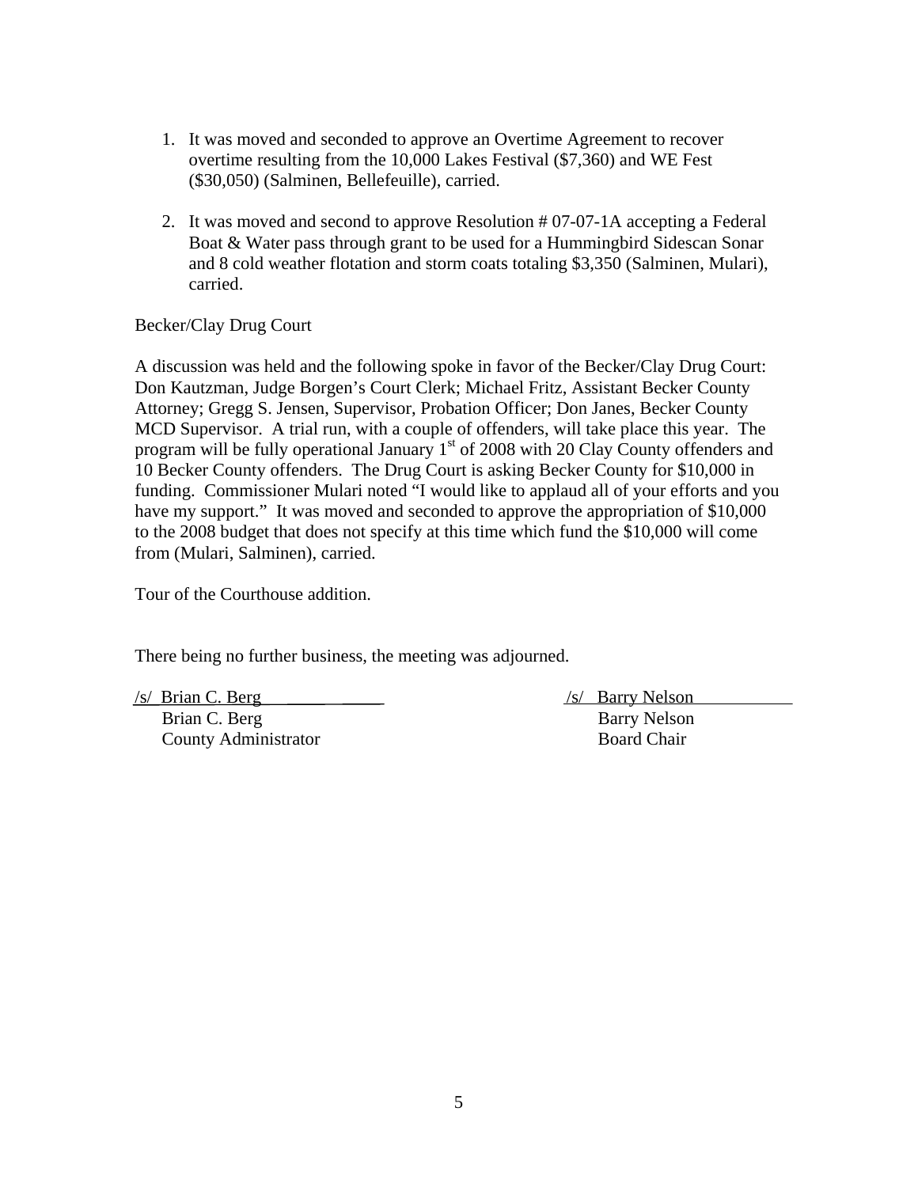1. It was moved and seconded to approve an Overtime Agreement to recover overtime resulting from the 10,000 Lakes Festival ($7,360) and WE Fest ($30,050) (Salminen, Bellefeuille), carried.

2. It was moved and second to approve Resolution # 07-07-1A accepting a Federal Boat & Water pass through grant to be used for a Hummingbird Sidescan Sonar and 8 cold weather flotation and storm coats totaling $3,350 (Salminen, Mulari), carried.

Becker/Clay Drug Court

A discussion was held and the following spoke in favor of the Becker/Clay Drug Court: Don Kautzman, Judge Borgen's Court Clerk; Michael Fritz, Assistant Becker County Attorney; Gregg S. Jensen, Supervisor, Probation Officer; Don Janes, Becker County MCD Supervisor. A trial run, with a couple of offenders, will take place this year. The program will be fully operational January 1st of 2008 with 20 Clay County offenders and 10 Becker County offenders. The Drug Court is asking Becker County for $10,000 in funding. Commissioner Mulari noted "I would like to applaud all of your efforts and you have my support." It was moved and seconded to approve the appropriation of $10,000 to the 2008 budget that does not specify at this time which fund the $10,000 will come from (Mulari, Salminen), carried.

Tour of the Courthouse addition.

There being no further business, the meeting was adjourned.

/s/ Brian C. Berg
Brian C. Berg
County Administrator

/s/ Barry Nelson
Barry Nelson
Board Chair